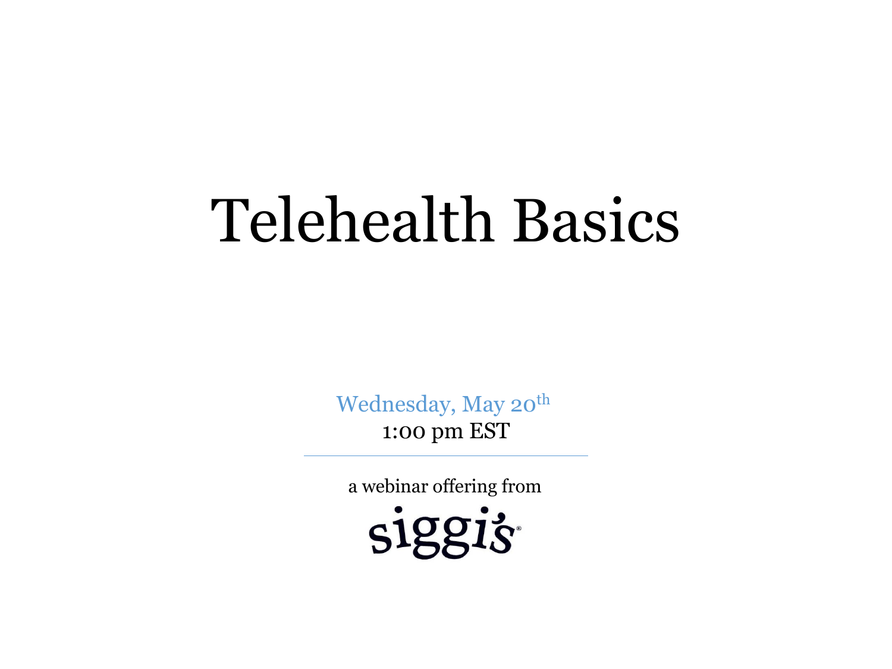# Telehealth Basics

Wednesday, May 20th
1:00 pm EST

---

a webinar offering from

siggi's®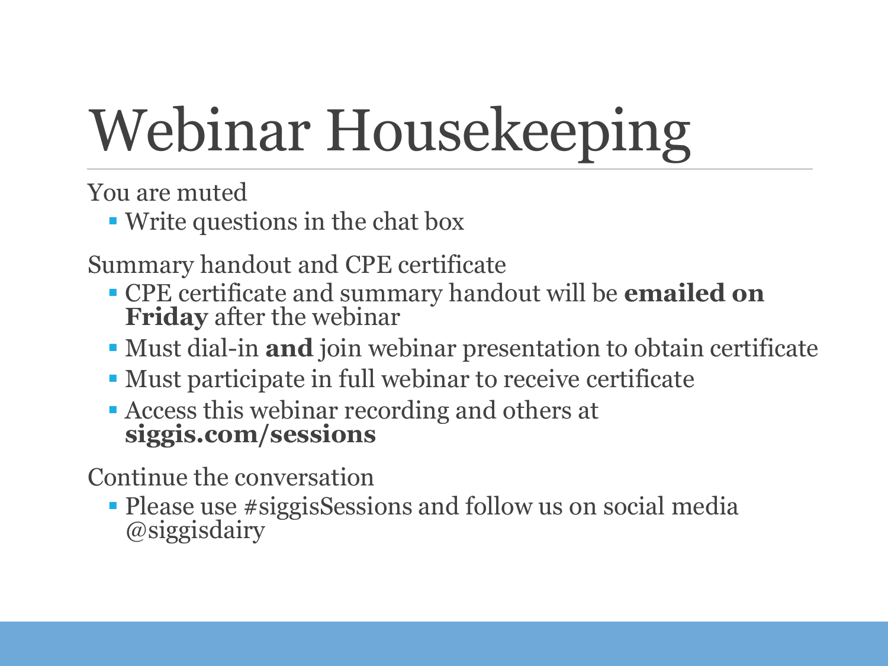# Webinar Housekeeping

You are muted

- Write questions in the chat box

Summary handout and CPE certificate

- CPE certificate and summary handout will be **emailed on Friday** after the webinar
- Must dial-in **and** join webinar presentation to obtain certificate
- Must participate in full webinar to receive certificate
- Access this webinar recording and others at **siggis.com/sessions**

Continue the conversation

- Please use #siggisSessions and follow us on social media @siggisdairy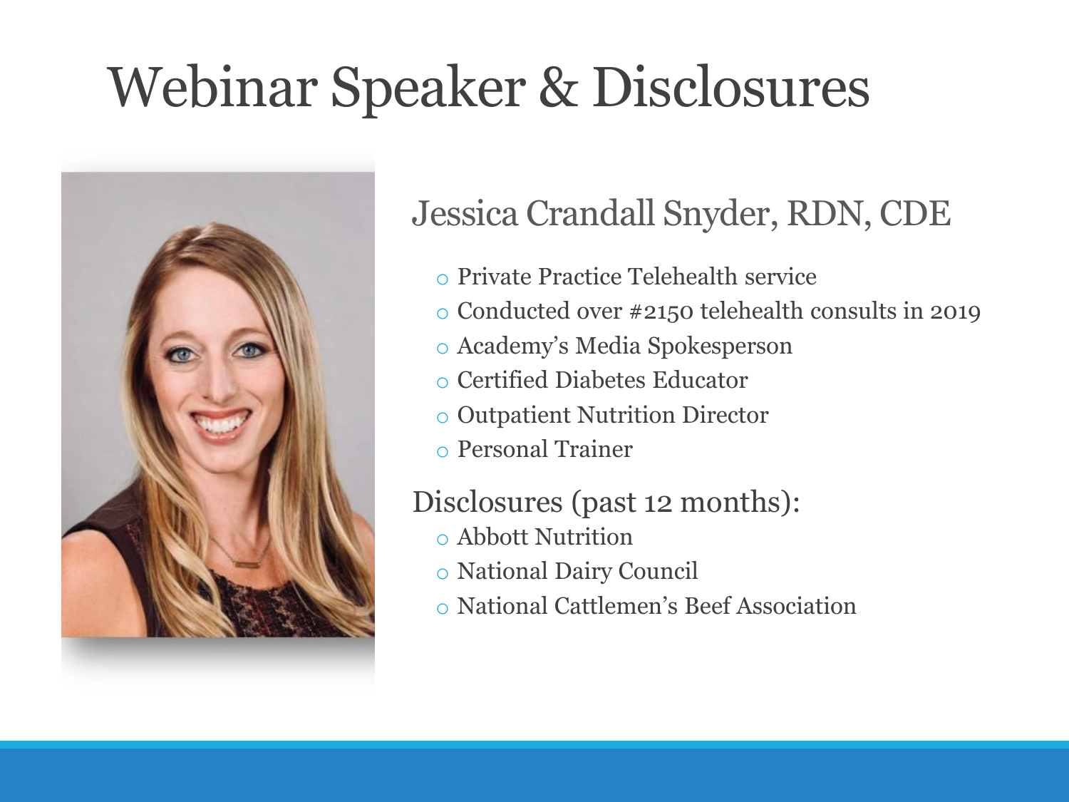# Webinar Speaker & Disclosures

## Jessica Crandall Snyder, RDN, CDE

- Private Practice Telehealth service
- Conducted over #2150 telehealth consults in 2019
- Academy's Media Spokesperson
- Certified Diabetes Educator
- Outpatient Nutrition Director
- Personal Trainer

Disclosures (past 12 months):

- Abbott Nutrition
- National Dairy Council
- National Cattlemen's Beef Association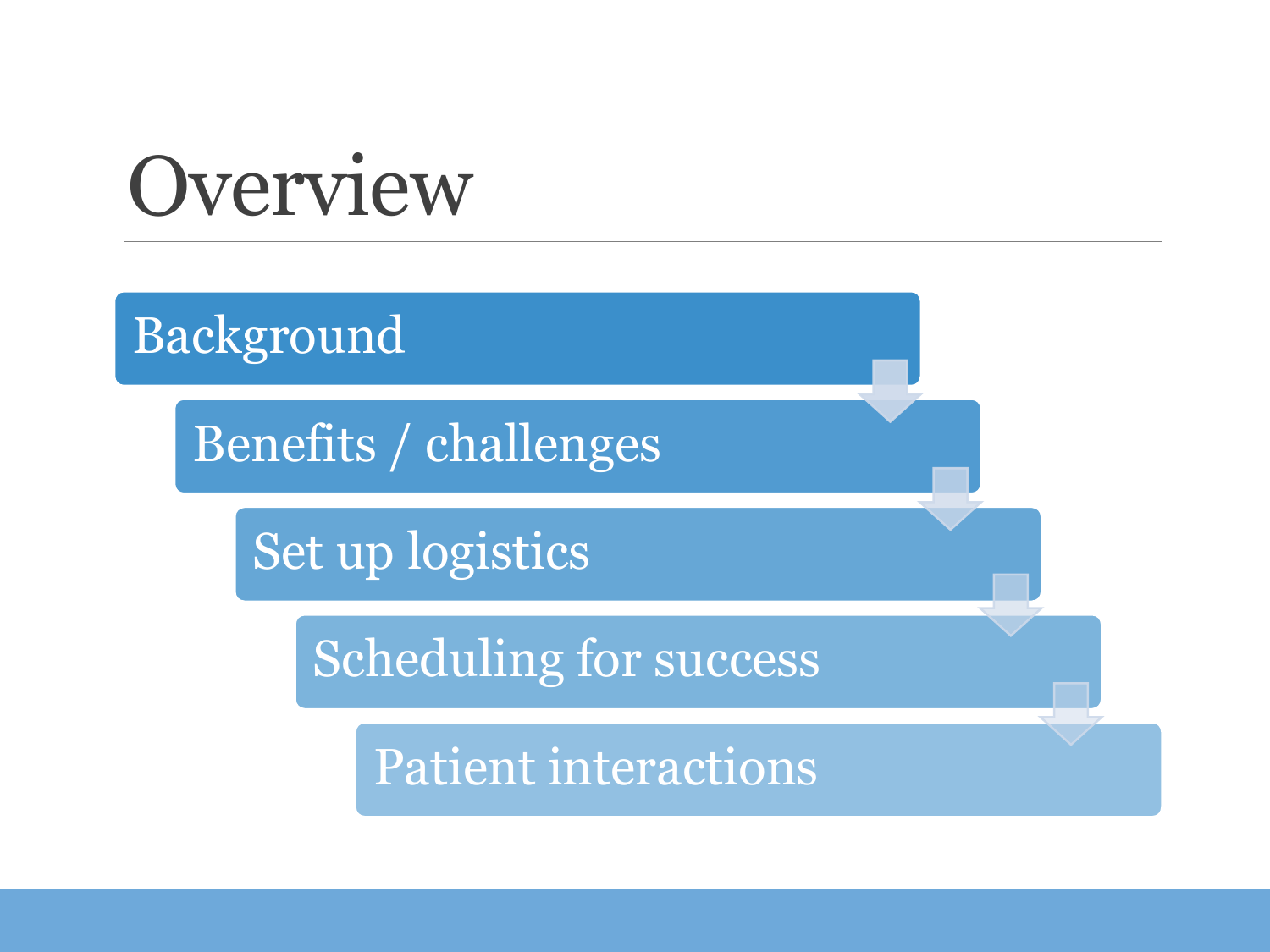# Overview

- Background
- Benefits / challenges
- Set up logistics
- Scheduling for success
- Patient interactions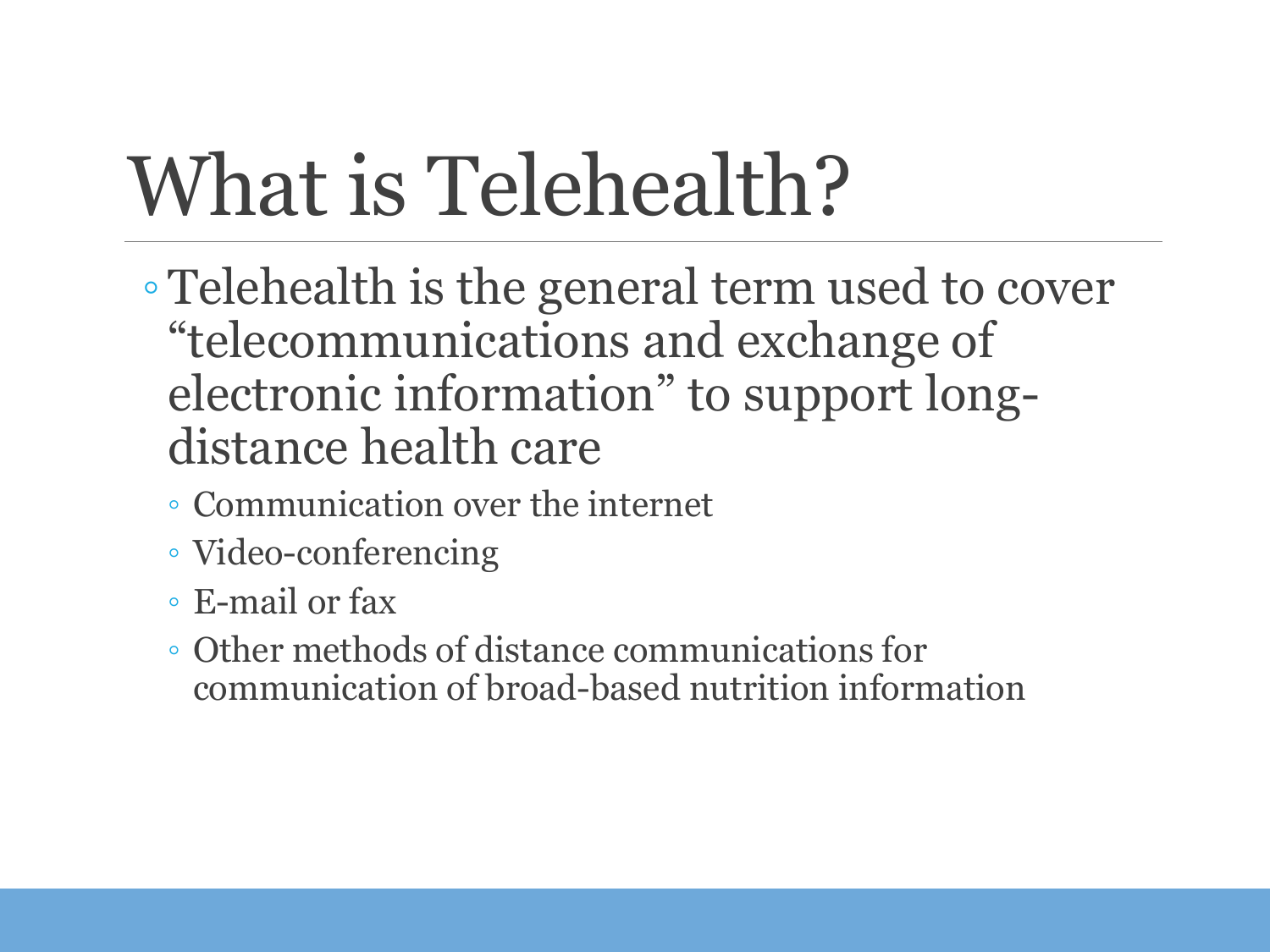# What is Telehealth?

- Telehealth is the general term used to cover "telecommunications and exchange of electronic information" to support long-distance health care
  - Communication over the internet
  - Video-conferencing
  - E-mail or fax
  - Other methods of distance communications for communication of broad-based nutrition information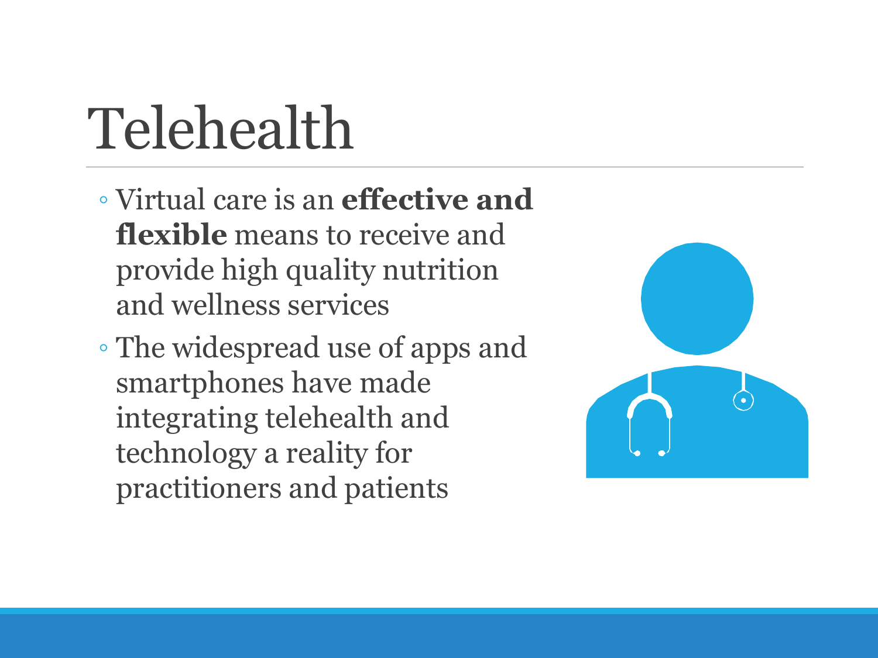# Telehealth

- Virtual care is an **effective and flexible** means to receive and provide high quality nutrition and wellness services
- The widespread use of apps and smartphones have made integrating telehealth and technology a reality for practitioners and patients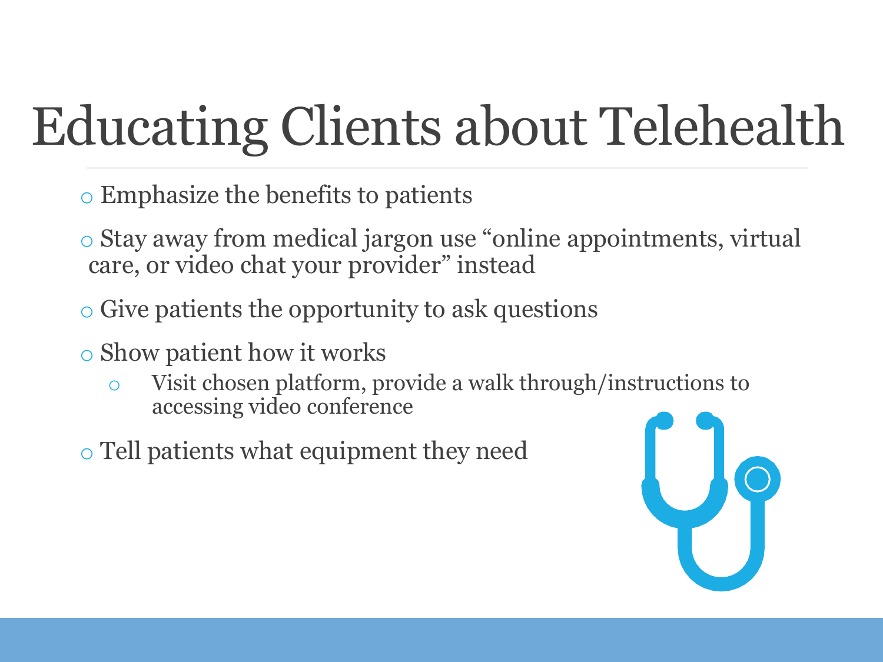# Educating Clients about Telehealth

- Emphasize the benefits to patients
- Stay away from medical jargon use “online appointments, virtual care, or video chat your provider” instead
- Give patients the opportunity to ask questions
- Show patient how it works
  - Visit chosen platform, provide a walk through/instructions to accessing video conference
- Tell patients what equipment they need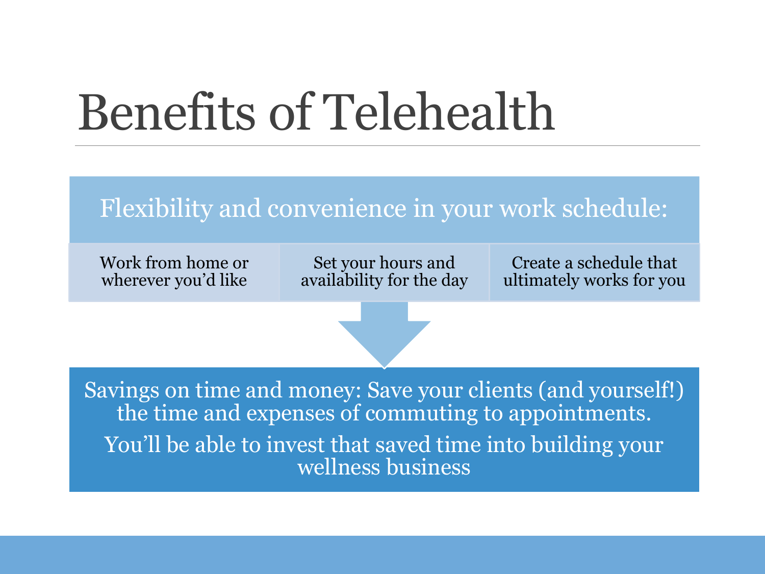# Benefits of Telehealth

Flexibility and convenience in your work schedule:

- Work from home or wherever you'd like
- Set your hours and availability for the day
- Create a schedule that ultimately works for you

Savings on time and money: Save your clients (and yourself!) the time and expenses of commuting to appointments.

You'll be able to invest that saved time into building your wellness business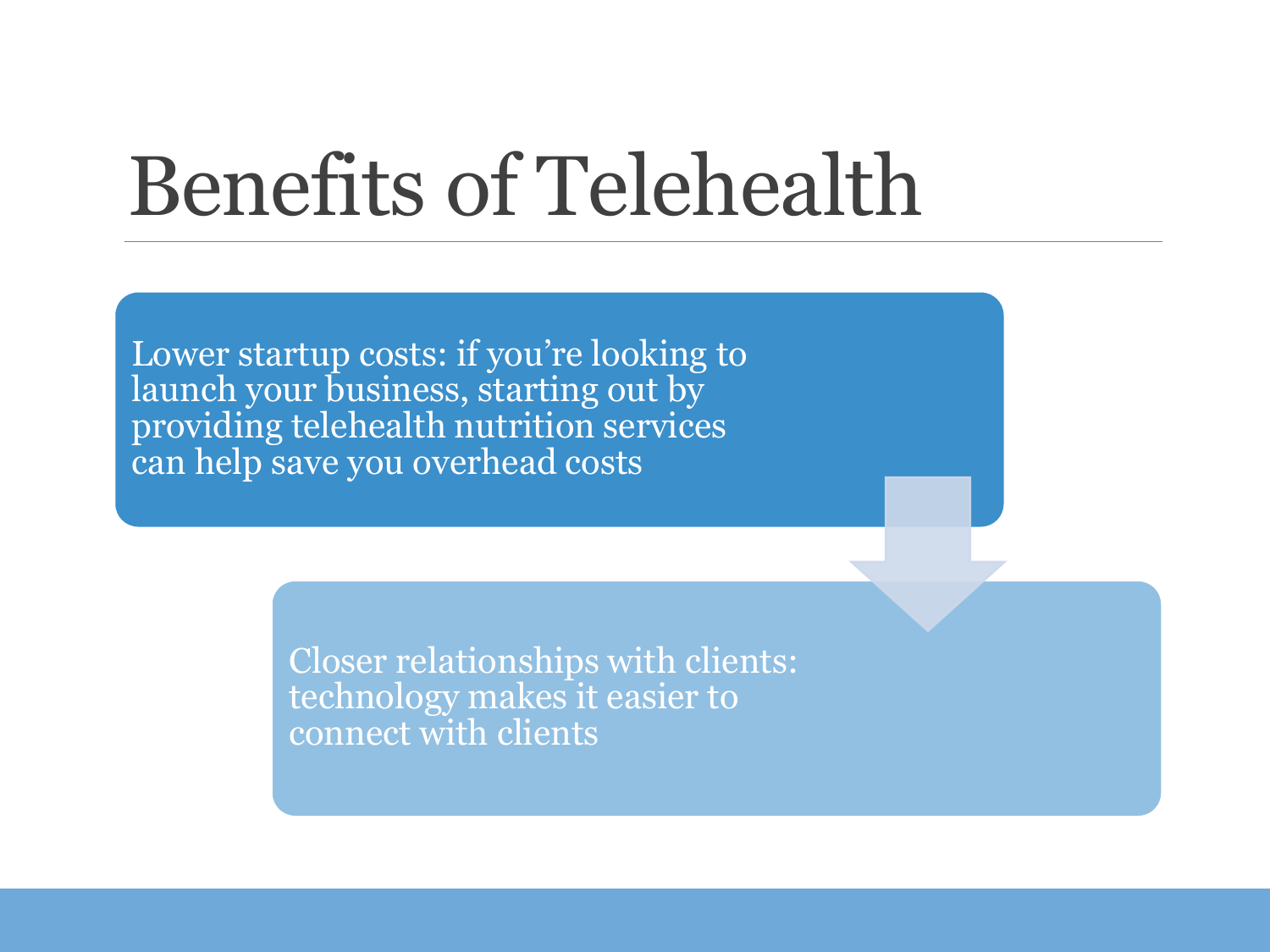# Benefits of Telehealth

Lower startup costs: if you're looking to launch your business, starting out by providing telehealth nutrition services can help save you overhead costs

Closer relationships with clients: technology makes it easier to connect with clients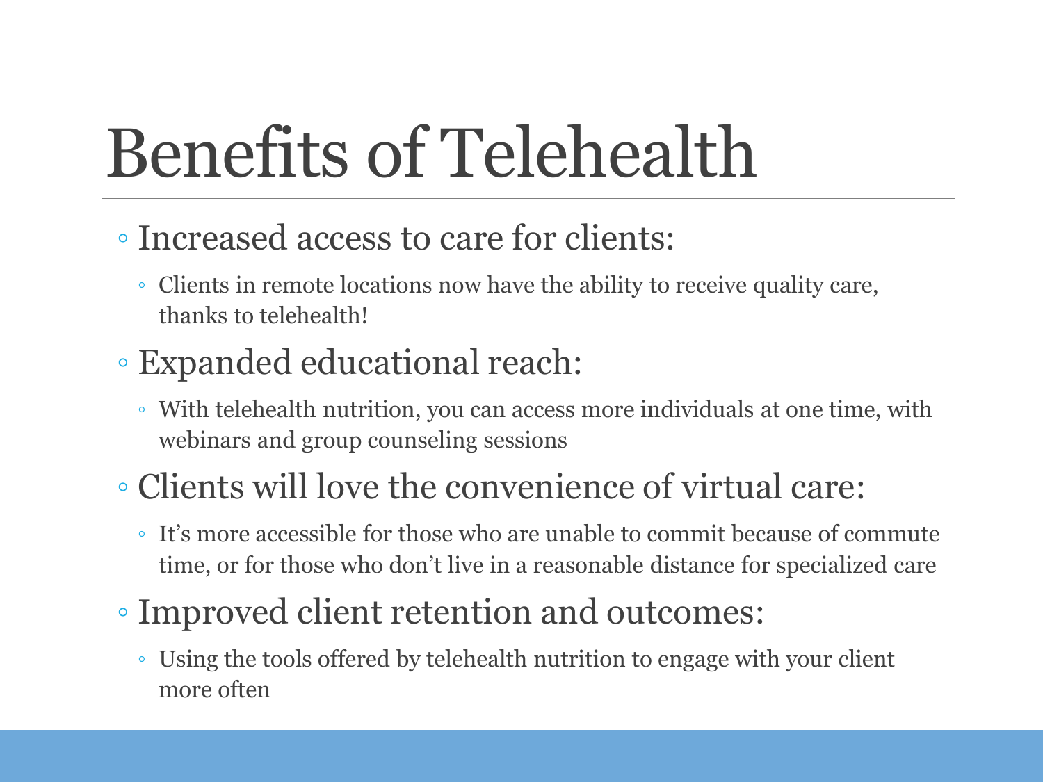# Benefits of Telehealth

- Increased access to care for clients:
  - Clients in remote locations now have the ability to receive quality care, thanks to telehealth!
- Expanded educational reach:
  - With telehealth nutrition, you can access more individuals at one time, with webinars and group counseling sessions
- Clients will love the convenience of virtual care:
  - It's more accessible for those who are unable to commit because of commute time, or for those who don't live in a reasonable distance for specialized care
- Improved client retention and outcomes:
  - Using the tools offered by telehealth nutrition to engage with your client more often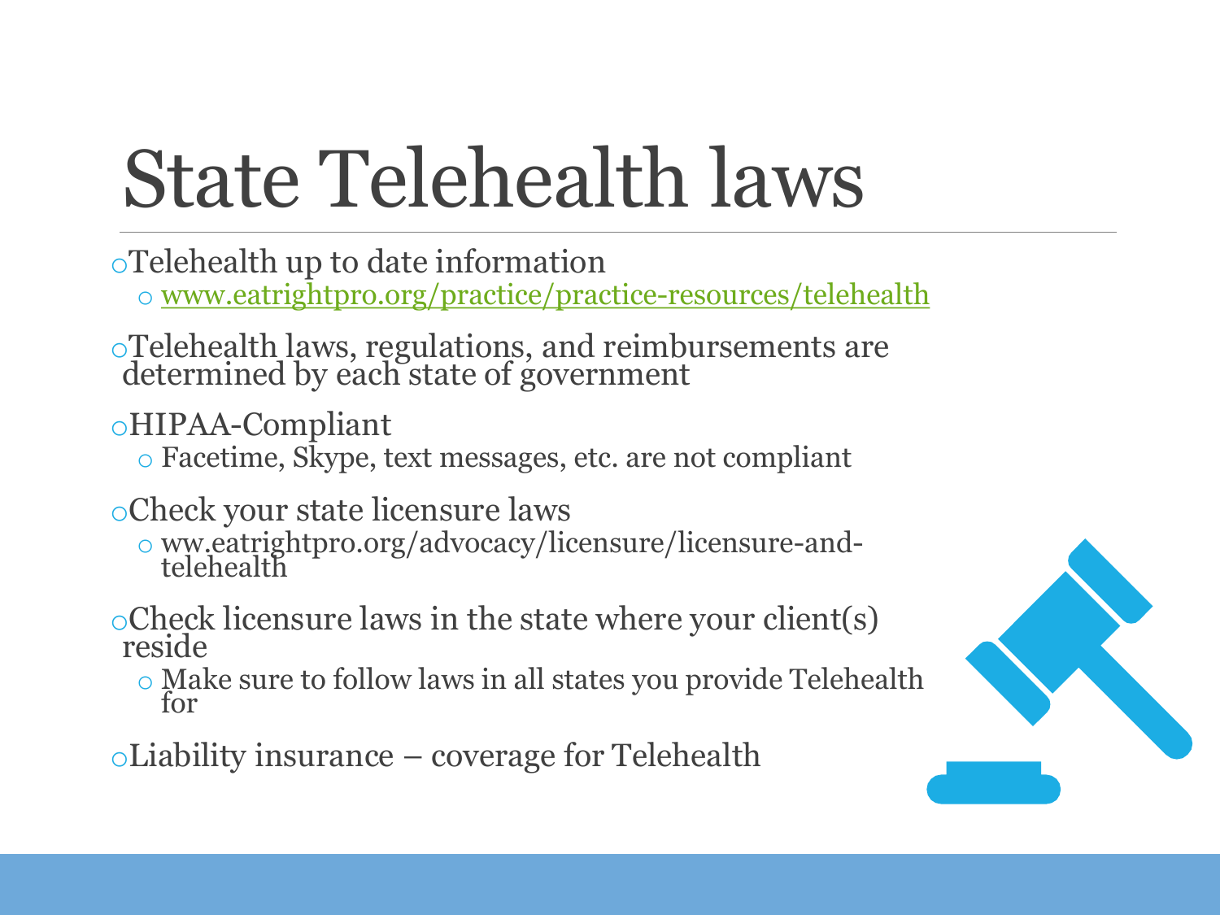# State Telehealth laws

- Telehealth up to date information
  - www.eatrightpro.org/practice/practice-resources/telehealth
- Telehealth laws, regulations, and reimbursements are determined by each state of government
- HIPAA-Compliant
  - Facetime, Skype, text messages, etc. are not compliant
- Check your state licensure laws
  - ww.eatrightpro.org/advocacy/licensure/licensure-and-telehealth
- Check licensure laws in the state where your client(s) reside
  - Make sure to follow laws in all states you provide Telehealth for
- Liability insurance – coverage for Telehealth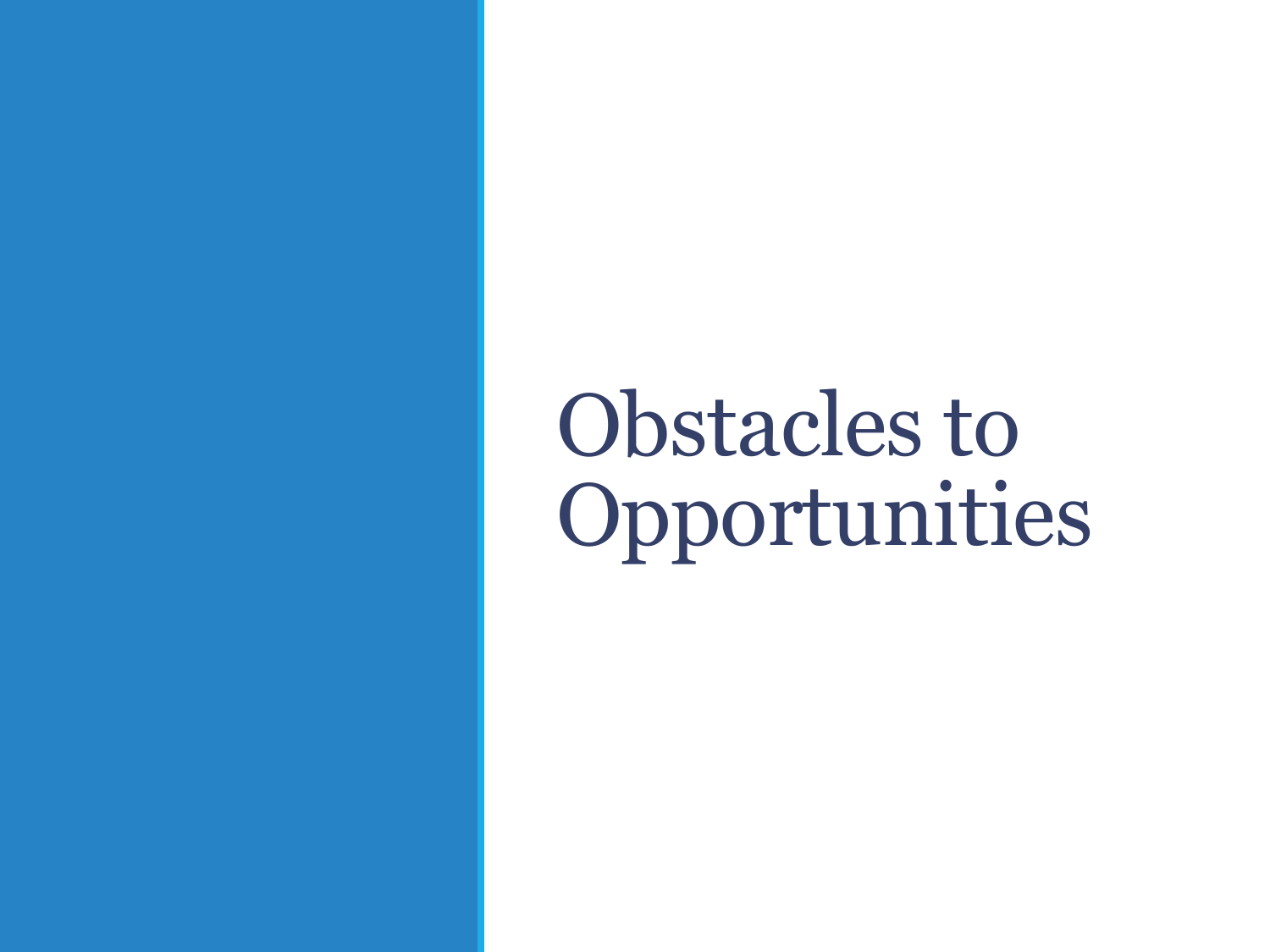# Obstacles to Opportunities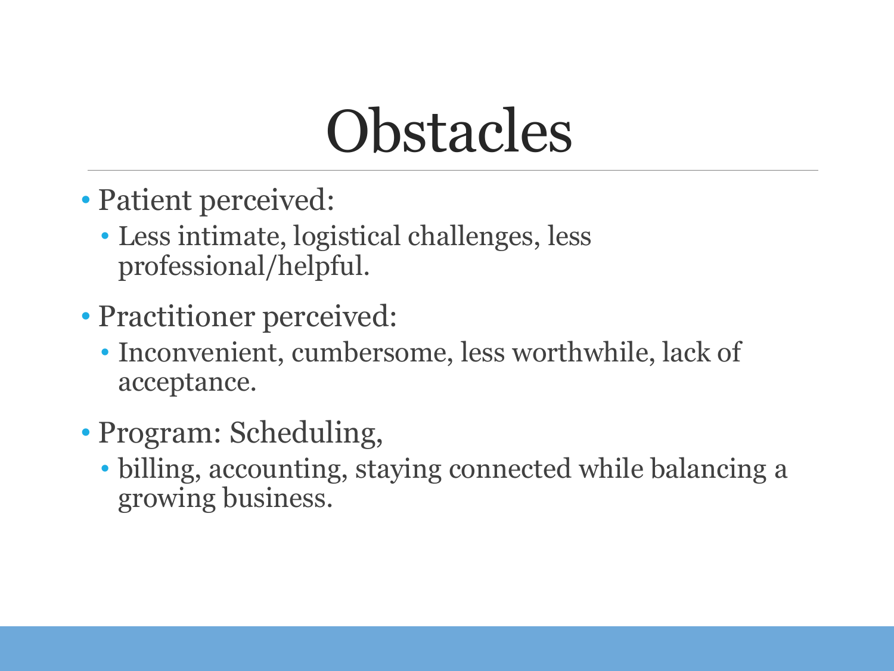# Obstacles

- Patient perceived:
  - Less intimate, logistical challenges, less professional/helpful.
- Practitioner perceived:
  - Inconvenient, cumbersome, less worthwhile, lack of acceptance.
- Program: Scheduling,
  - billing, accounting, staying connected while balancing a growing business.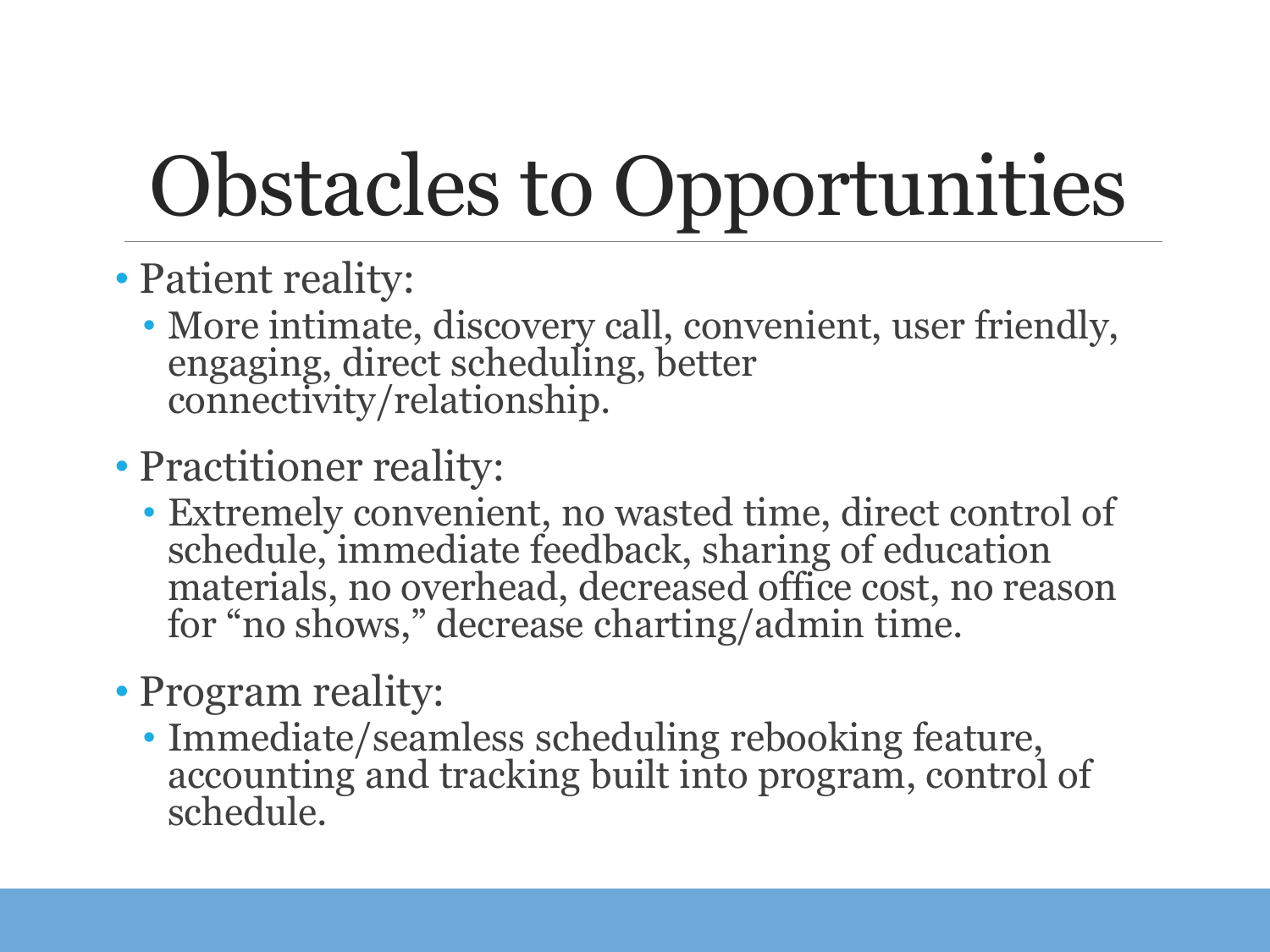# Obstacles to Opportunities

- Patient reality:
  - More intimate, discovery call, convenient, user friendly, engaging, direct scheduling, better connectivity/relationship.
- Practitioner reality:
  - Extremely convenient, no wasted time, direct control of schedule, immediate feedback, sharing of education materials, no overhead, decreased office cost, no reason for "no shows," decrease charting/admin time.
- Program reality:
  - Immediate/seamless scheduling rebooking feature, accounting and tracking built into program, control of schedule.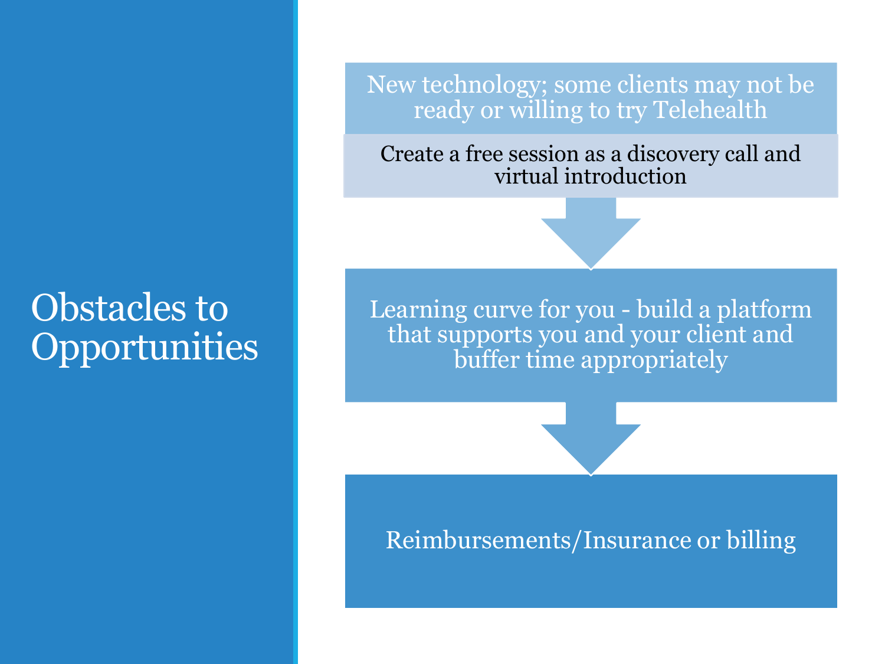# Obstacles to Opportunities

- New technology; some clients may not be ready or willing to try Telehealth
  - Create a free session as a discovery call and virtual introduction
- Learning curve for you - build a platform that supports you and your client and buffer time appropriately
- Reimbursements/Insurance or billing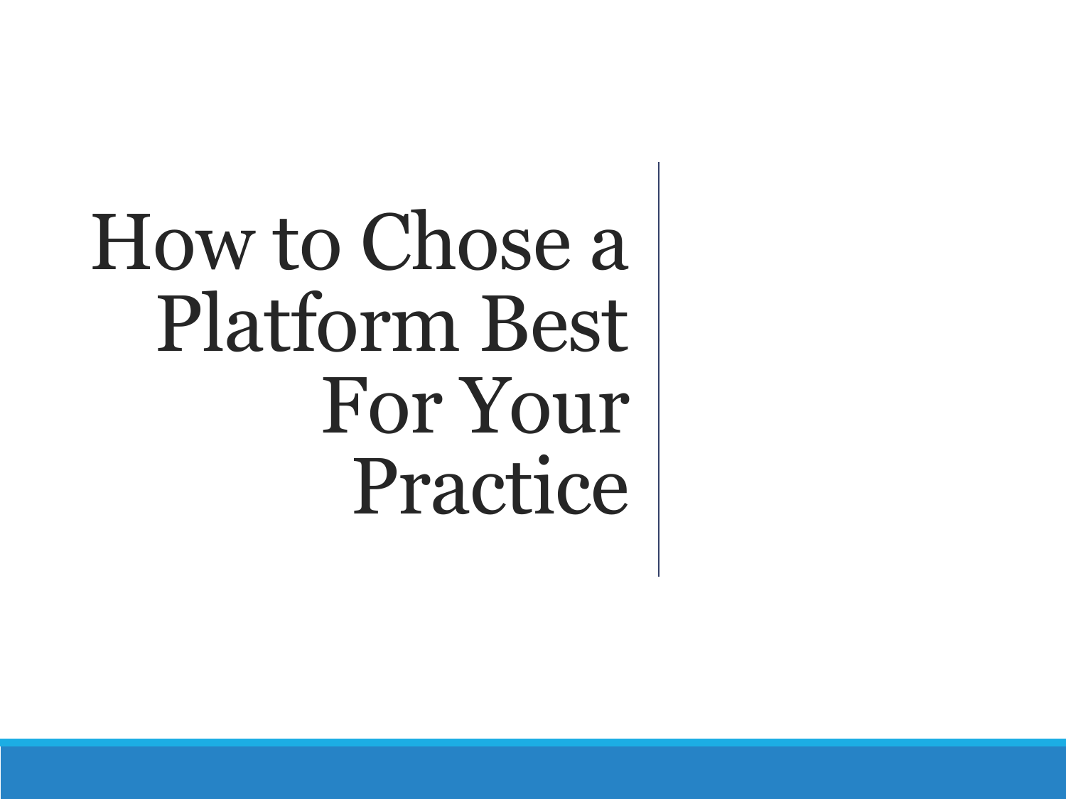# How to Chose a Platform Best For Your Practice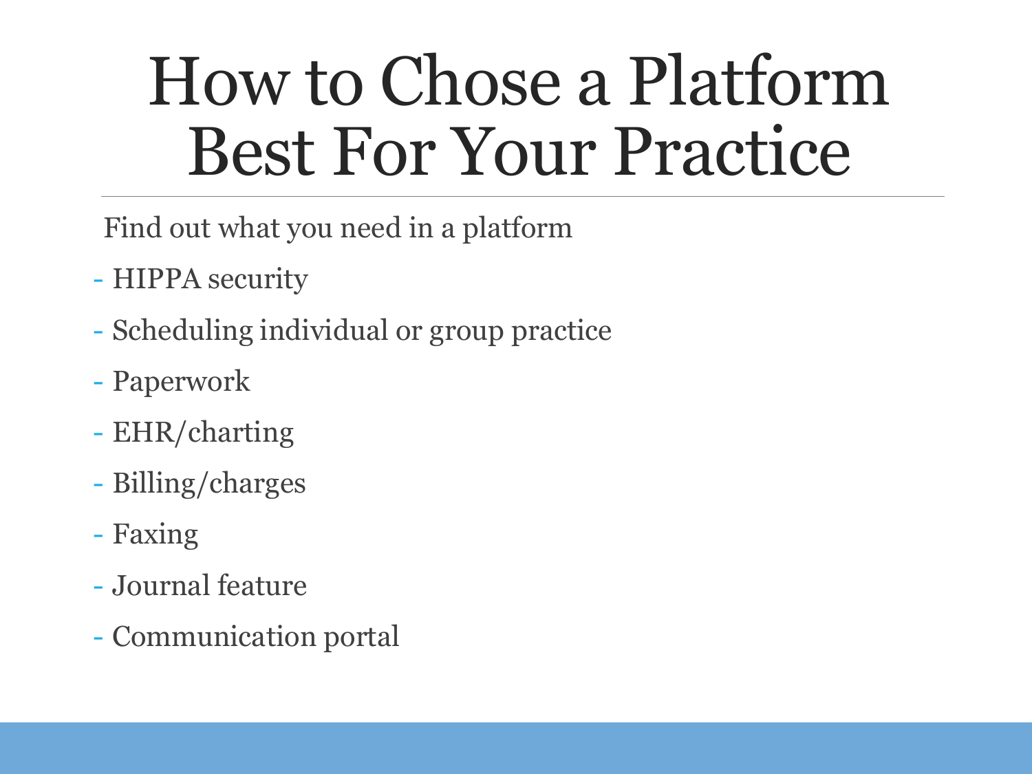# How to Chose a Platform Best For Your Practice

Find out what you need in a platform

- HIPPA security
- Scheduling individual or group practice
- Paperwork
- EHR/charting
- Billing/charges
- Faxing
- Journal feature
- Communication portal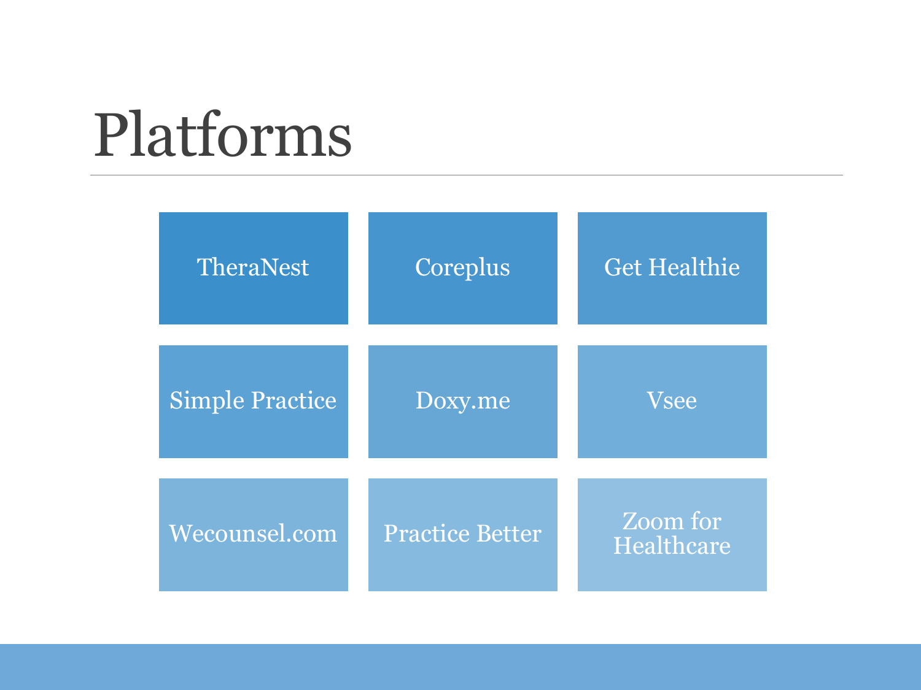# Platforms

- TheraNest
- Coreplus
- Get Healthie
- Simple Practice
- Doxy.me
- Vsee
- Wecounsel.com
- Practice Better
- Zoom for Healthcare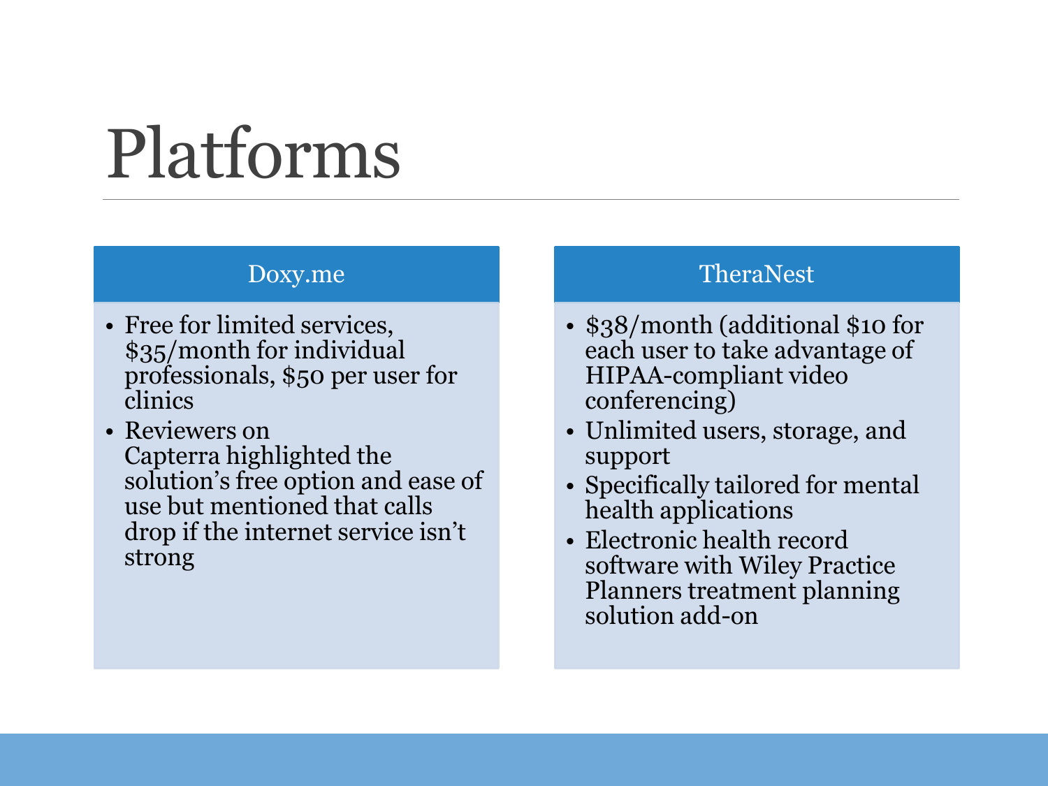# Platforms

## Doxy.me

- Free for limited services, $35/month for individual professionals, $50 per user for clinics
- Reviewers on Capterra highlighted the solution's free option and ease of use but mentioned that calls drop if the internet service isn't strong

## TheraNest

- $38/month (additional $10 for each user to take advantage of HIPAA-compliant video conferencing)
- Unlimited users, storage, and support
- Specifically tailored for mental health applications
- Electronic health record software with Wiley Practice Planners treatment planning solution add-on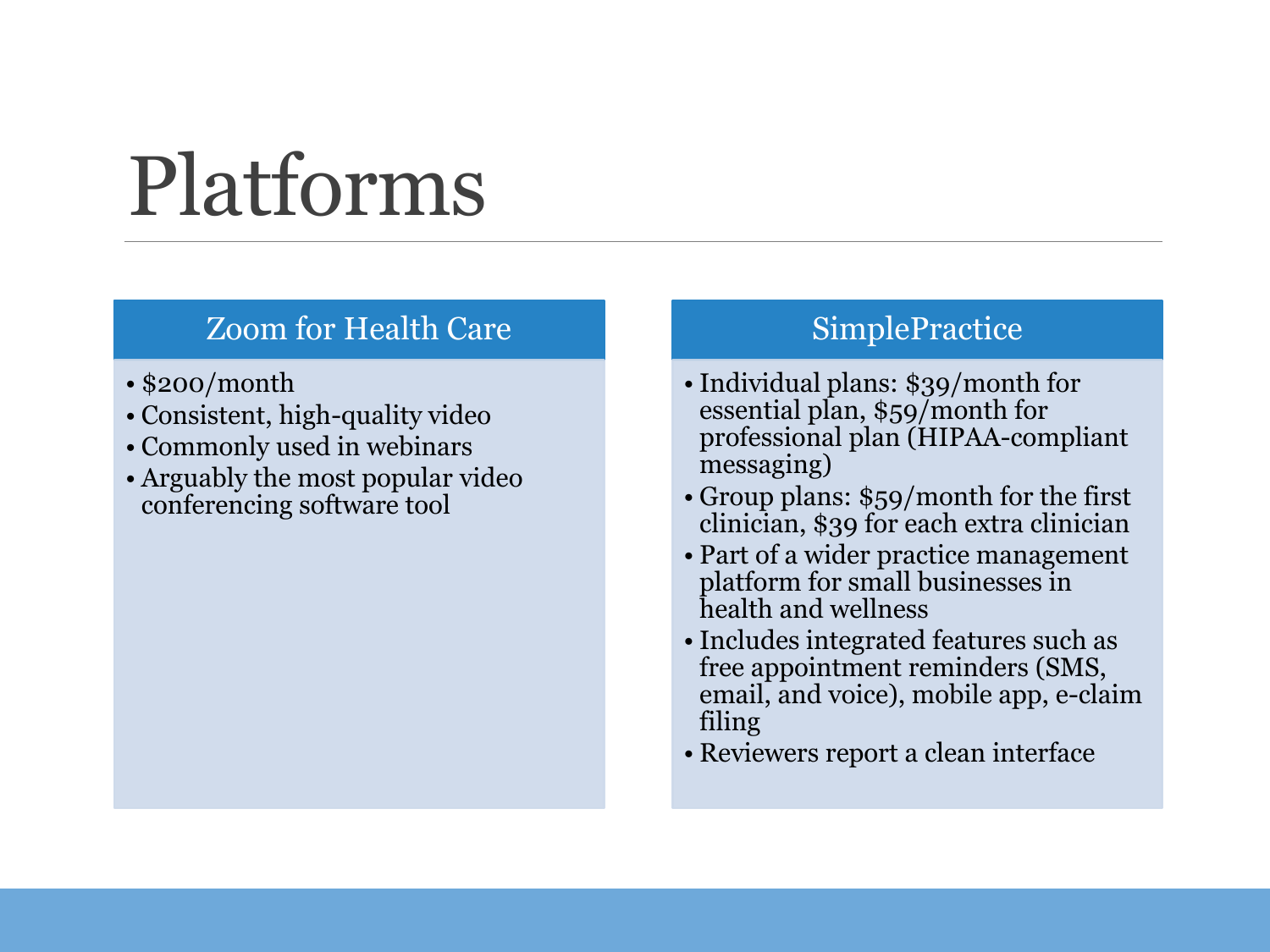# Platforms

## Zoom for Health Care

- $200/month
- Consistent, high-quality video
- Commonly used in webinars
- Arguably the most popular video conferencing software tool

## SimplePractice

- Individual plans: $39/month for essential plan, $59/month for professional plan (HIPAA-compliant messaging)
- Group plans: $59/month for the first clinician, $39 for each extra clinician
- Part of a wider practice management platform for small businesses in health and wellness
- Includes integrated features such as free appointment reminders (SMS, email, and voice), mobile app, e-claim filing
- Reviewers report a clean interface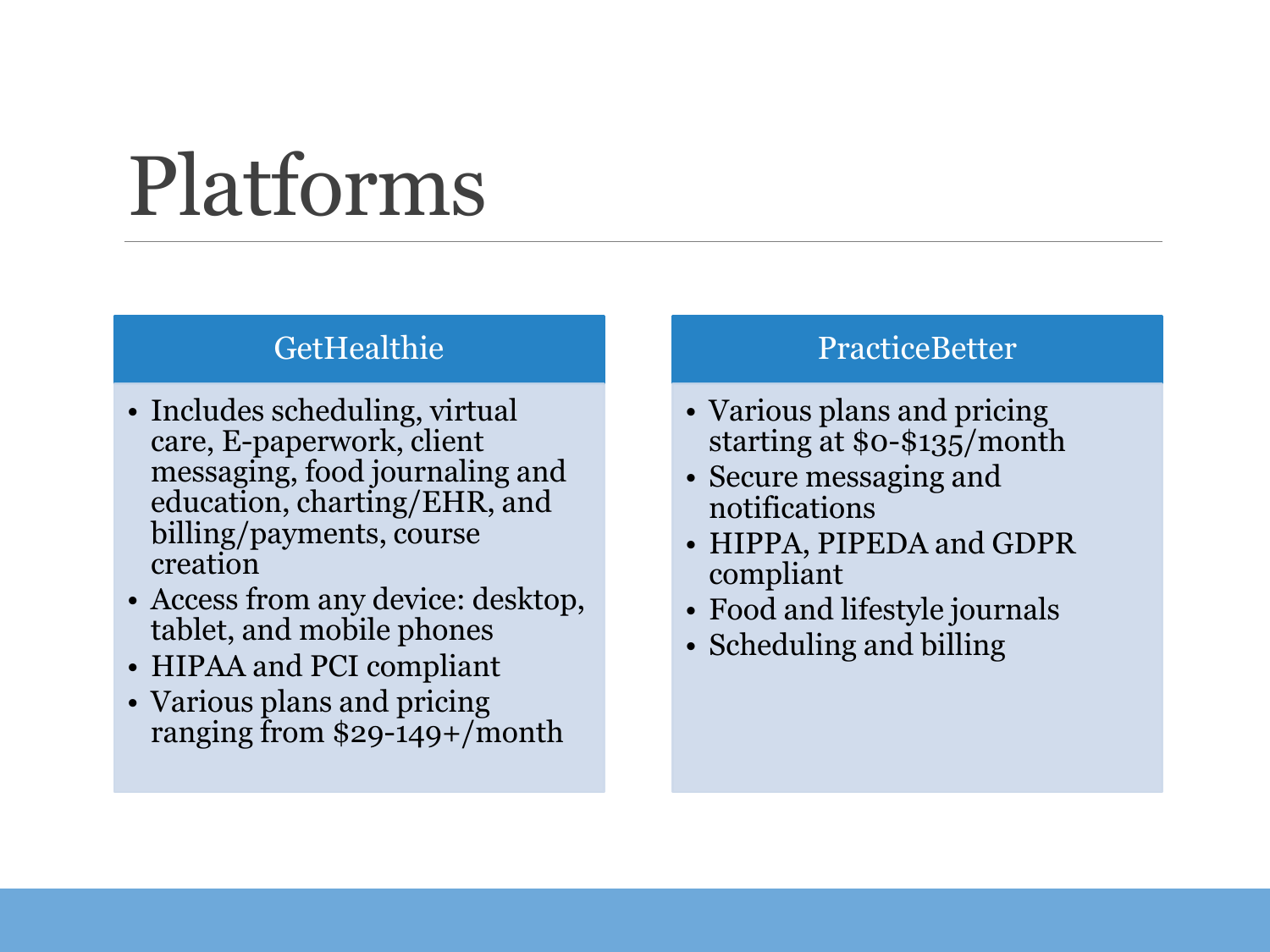# Platforms

## GetHealthie

- Includes scheduling, virtual care, E-paperwork, client messaging, food journaling and education, charting/EHR, and billing/payments, course creation
- Access from any device: desktop, tablet, and mobile phones
- HIPAA and PCI compliant
- Various plans and pricing ranging from $29-149+/month

## PracticeBetter

- Various plans and pricing starting at $0-$135/month
- Secure messaging and notifications
- HIPPA, PIPEDA and GDPR compliant
- Food and lifestyle journals
- Scheduling and billing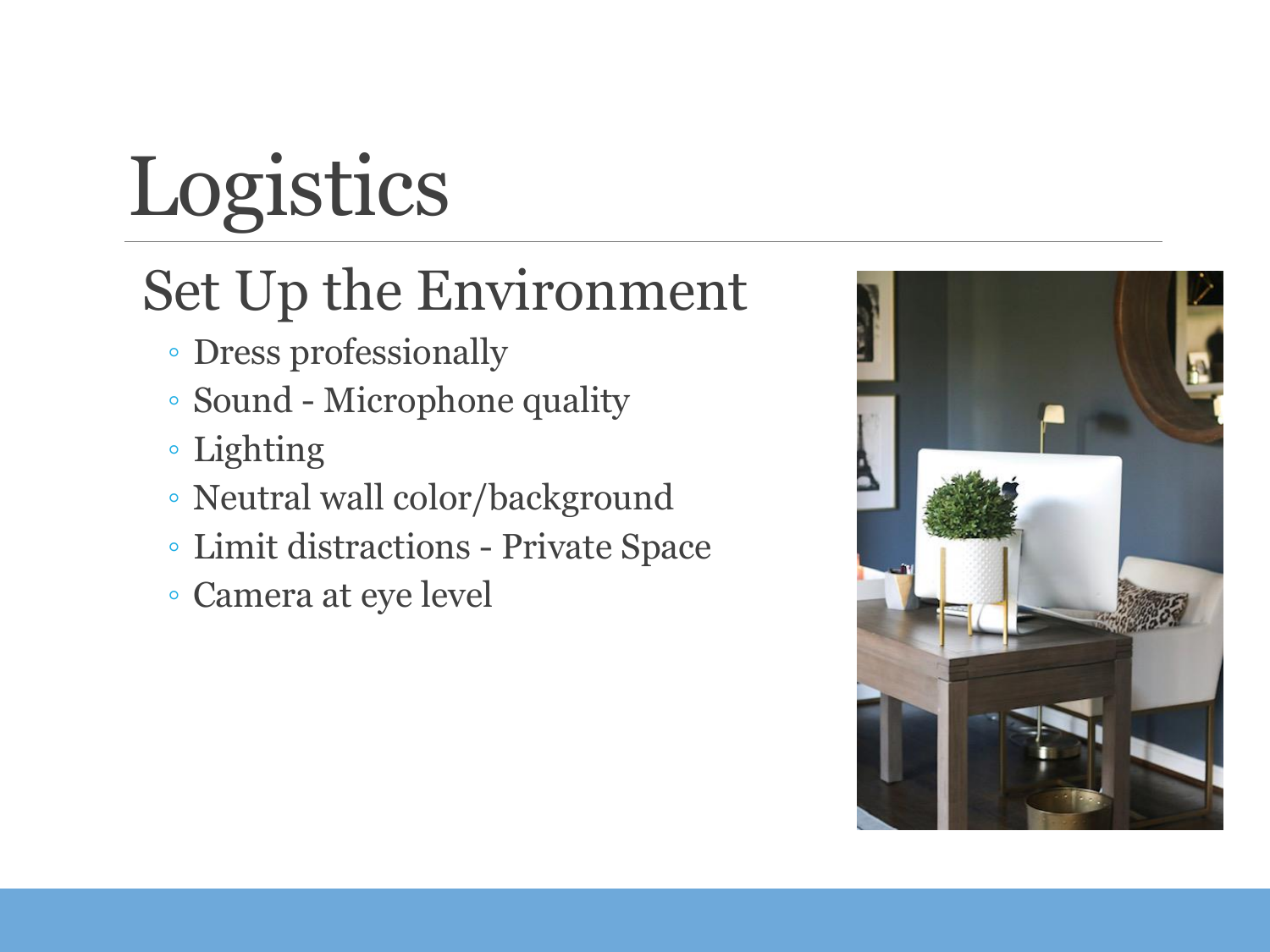# Logistics

## Set Up the Environment

- Dress professionally
- Sound - Microphone quality
- Lighting
- Neutral wall color/background
- Limit distractions - Private Space
- Camera at eye level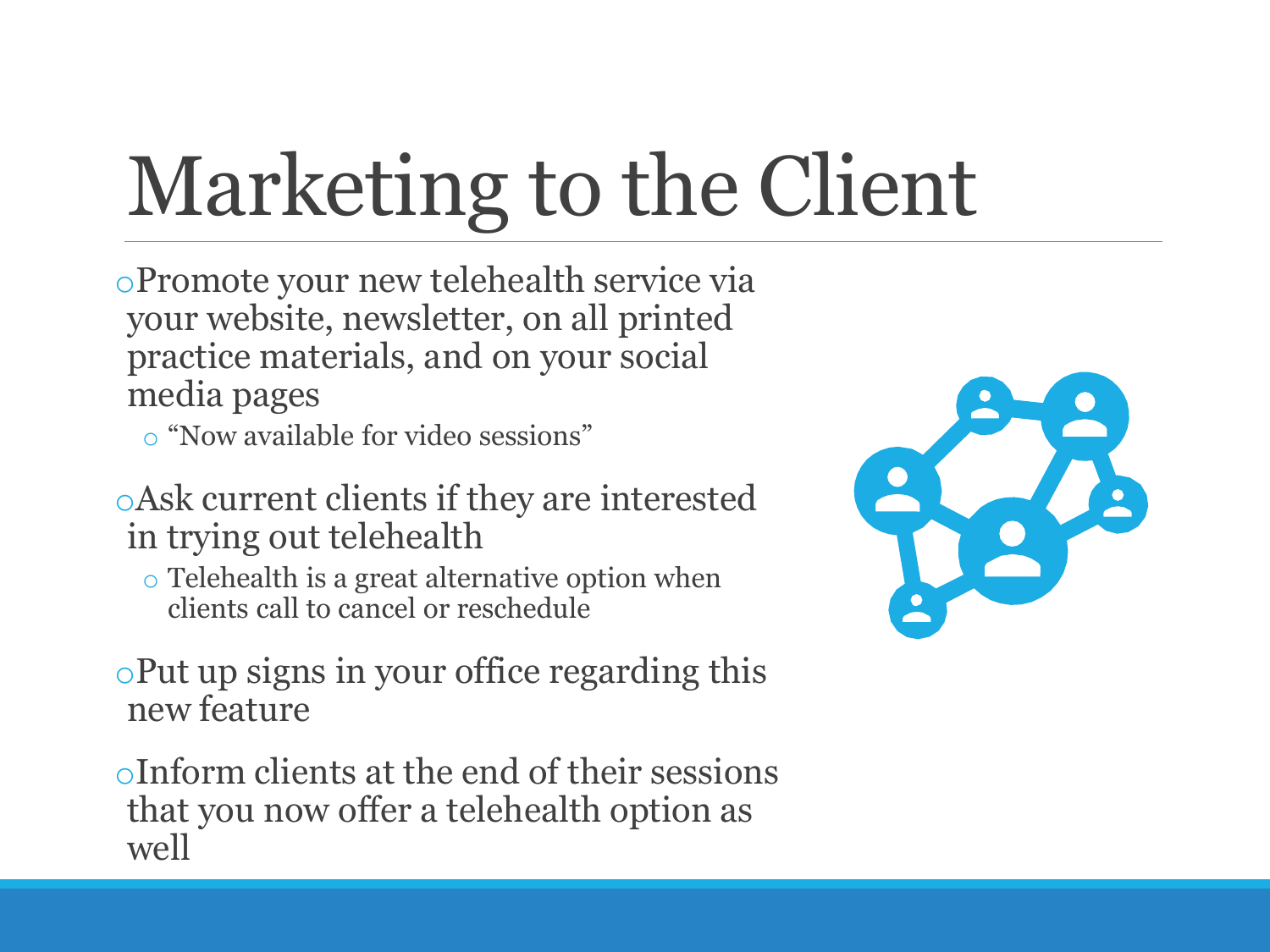# Marketing to the Client

- Promote your new telehealth service via your website, newsletter, on all printed practice materials, and on your social media pages
  - “Now available for video sessions”
- Ask current clients if they are interested in trying out telehealth
  - Telehealth is a great alternative option when clients call to cancel or reschedule
- Put up signs in your office regarding this new feature
- Inform clients at the end of their sessions that you now offer a telehealth option as well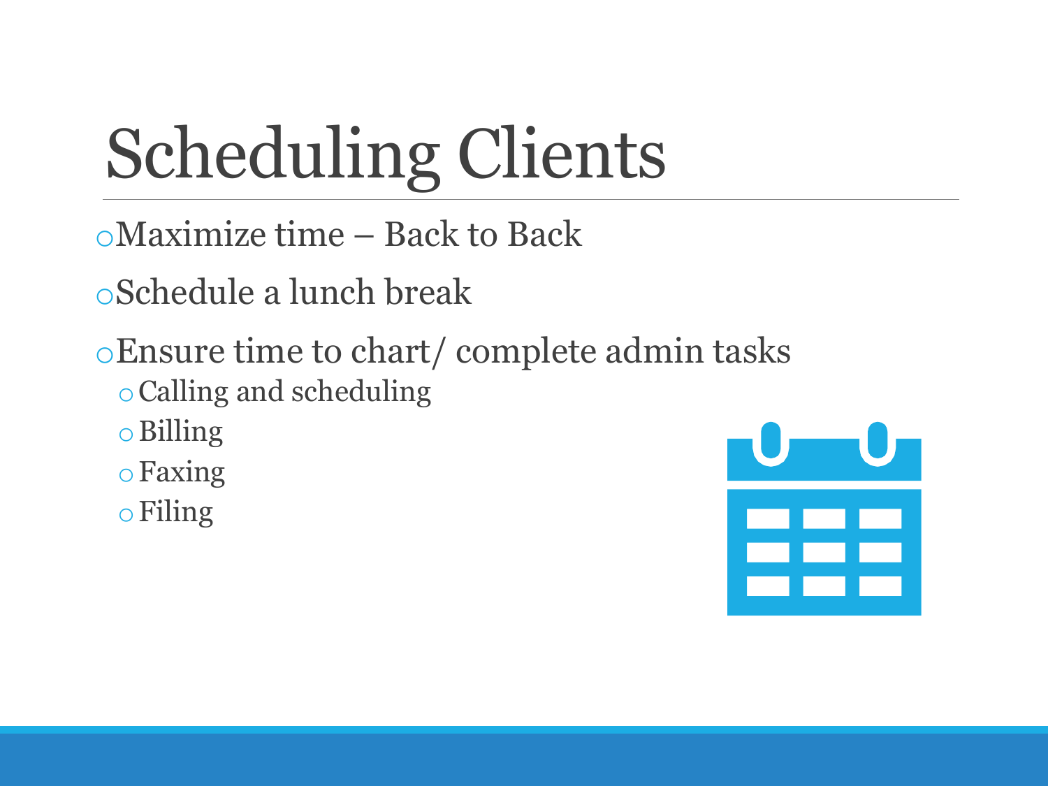# Scheduling Clients

- Maximize time – Back to Back
- Schedule a lunch break
- Ensure time to chart/ complete admin tasks
  - Calling and scheduling
  - Billing
  - Faxing
  - Filing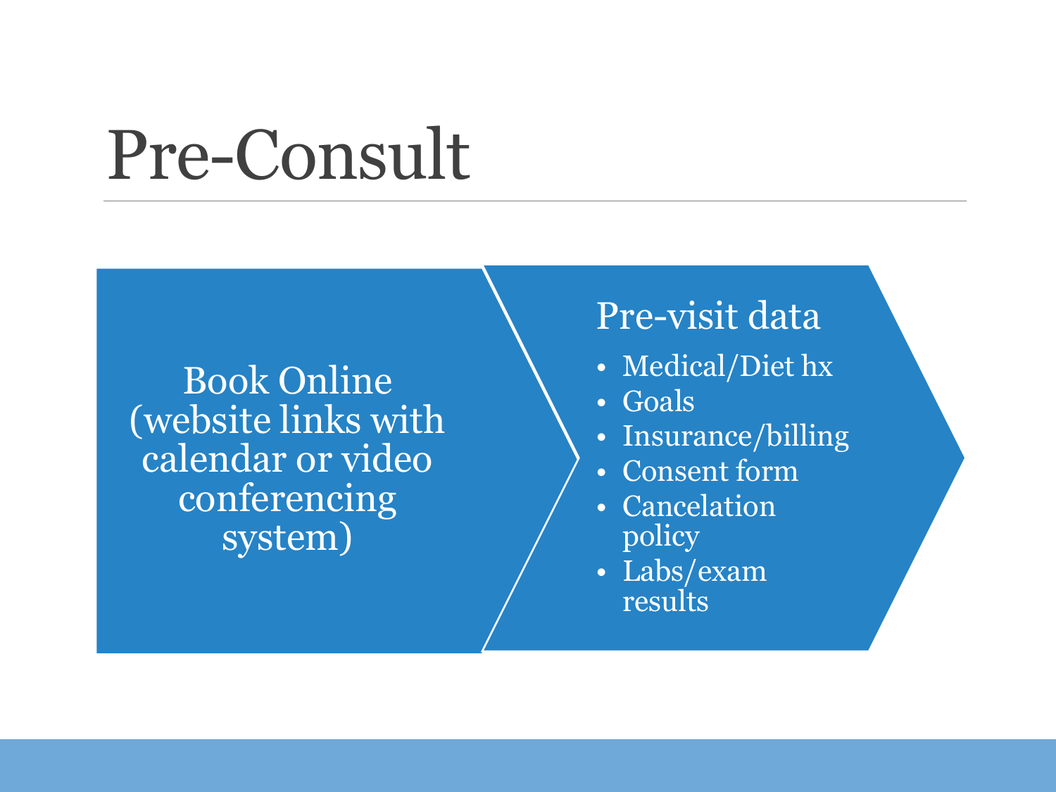# Pre-Consult

Book Online (website links with calendar or video conferencing system)

## Pre-visit data

- Medical/Diet hx
- Goals
- Insurance/billing
- Consent form
- Cancelation policy
- Labs/exam results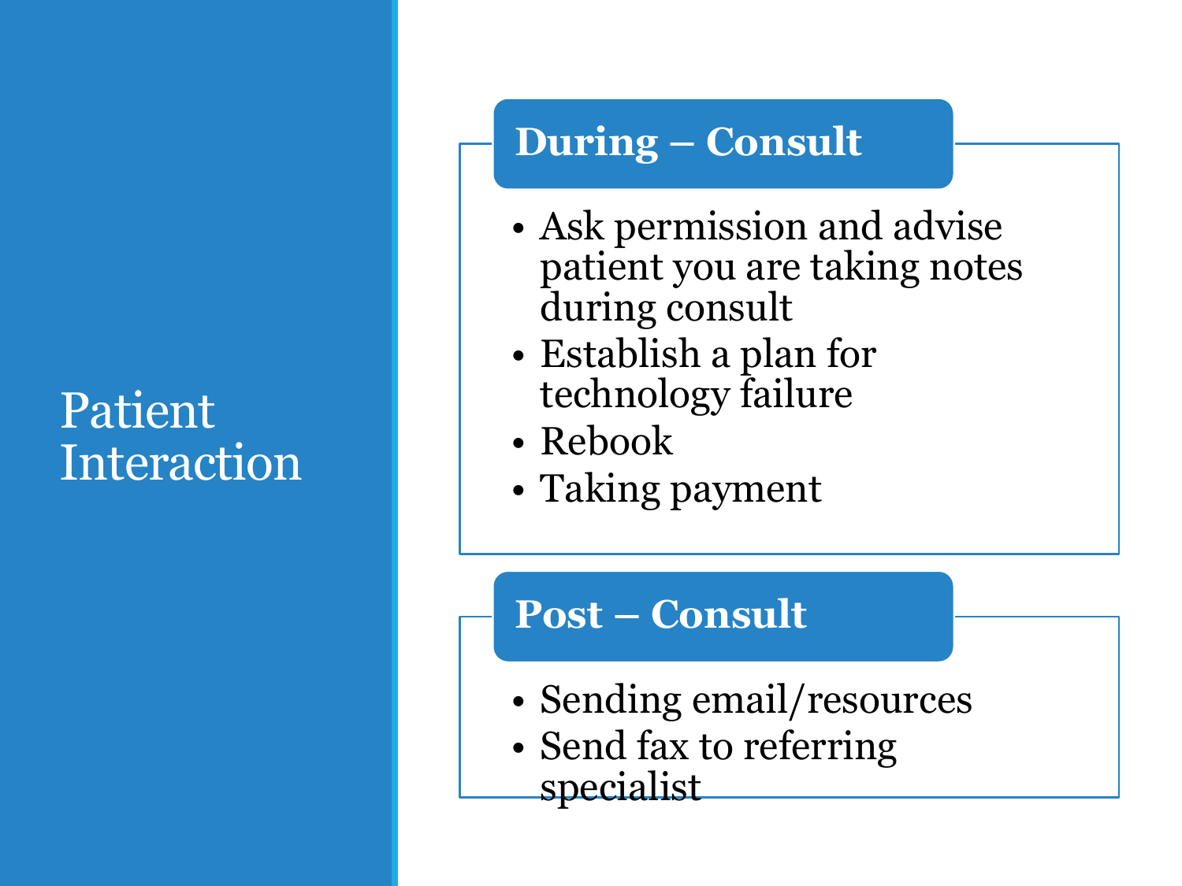# Patient Interaction

## During – Consult

- Ask permission and advise patient you are taking notes during consult
- Establish a plan for technology failure
- Rebook
- Taking payment

## Post – Consult

- Sending email/resources
- Send fax to referring specialist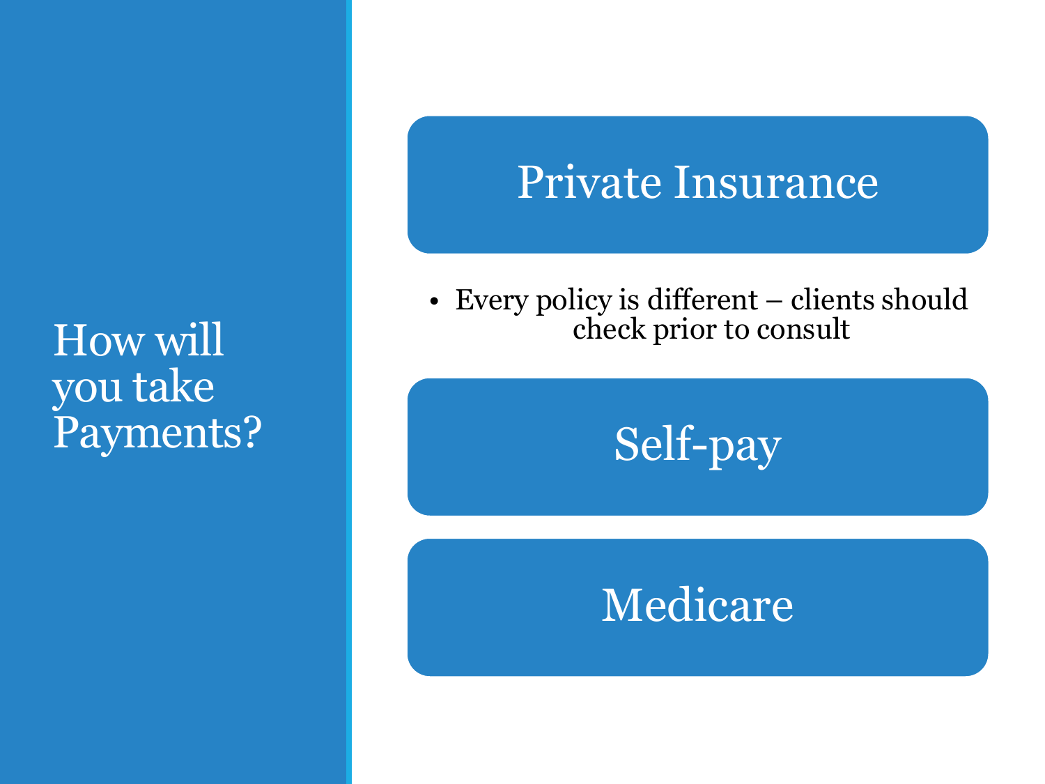# How will you take Payments?

## Private Insurance

- Every policy is different – clients should check prior to consult

## Self-pay

## Medicare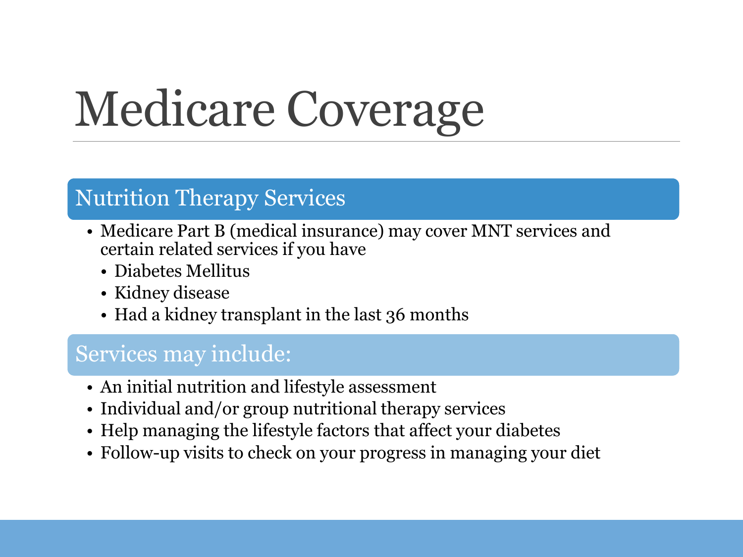# Medicare Coverage

## Nutrition Therapy Services

- Medicare Part B (medical insurance) may cover MNT services and certain related services if you have
  - Diabetes Mellitus
  - Kidney disease
  - Had a kidney transplant in the last 36 months

## Services may include:

- An initial nutrition and lifestyle assessment
- Individual and/or group nutritional therapy services
- Help managing the lifestyle factors that affect your diabetes
- Follow-up visits to check on your progress in managing your diet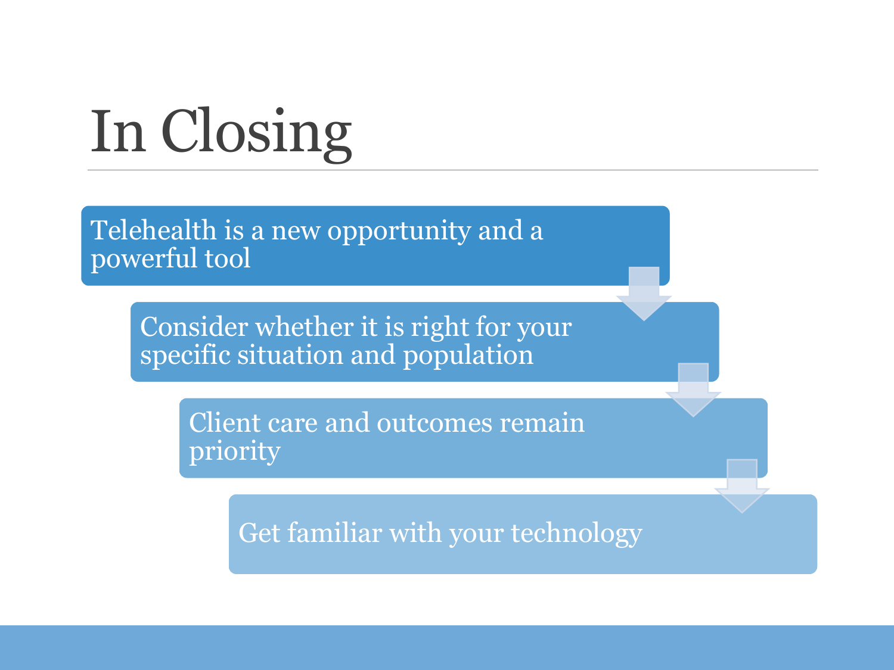# In Closing

- Telehealth is a new opportunity and a powerful tool
- Consider whether it is right for your specific situation and population
- Client care and outcomes remain priority
- Get familiar with your technology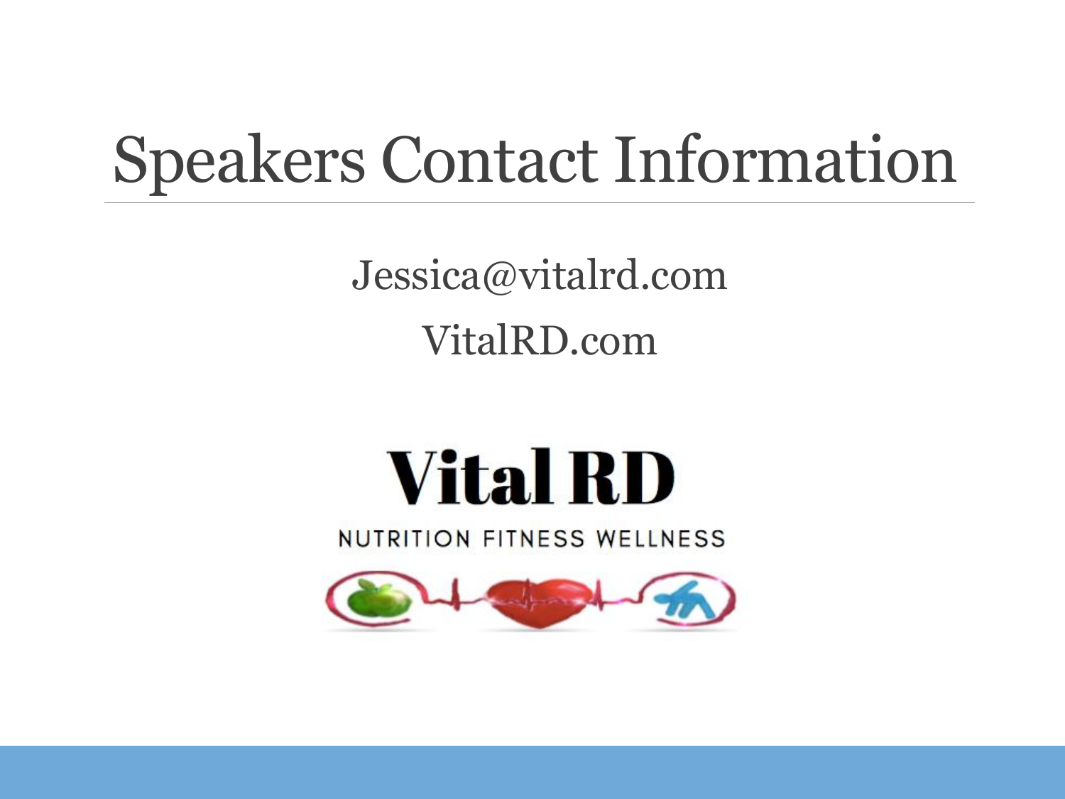# Speakers Contact Information

Jessica@vitalrd.com

VitalRD.com

**Vital RD**

NUTRITION FITNESS WELLNESS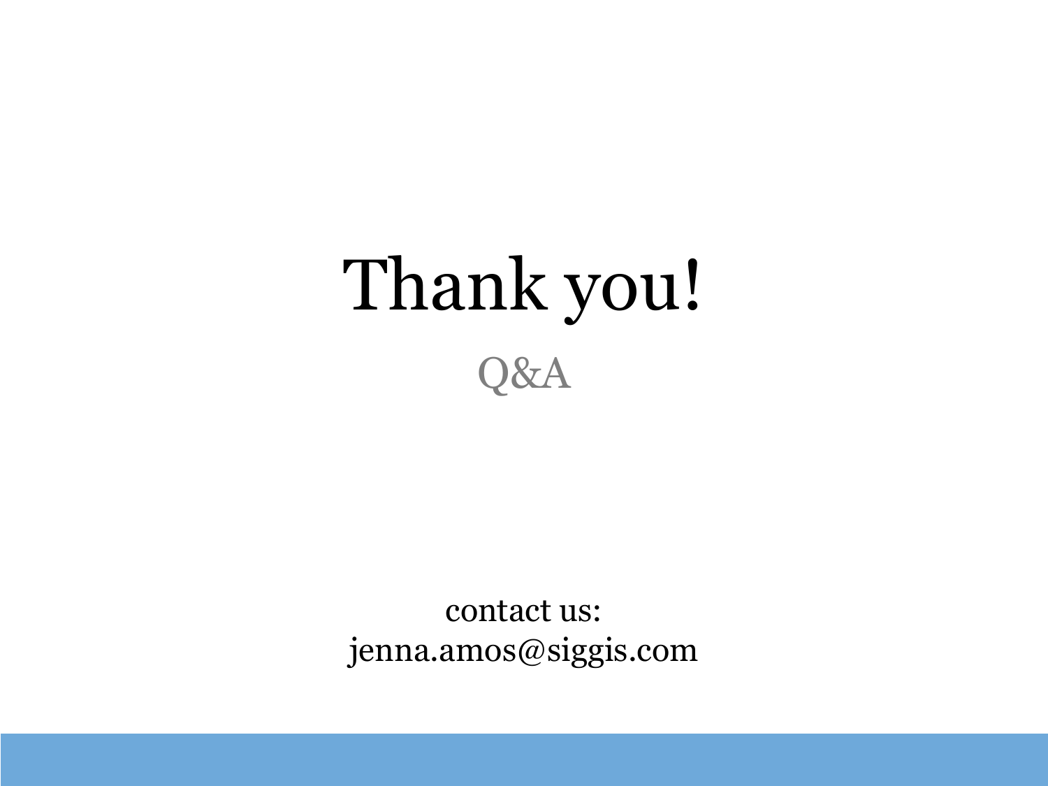# Thank you!

Q&A

contact us:
jenna.amos@siggis.com